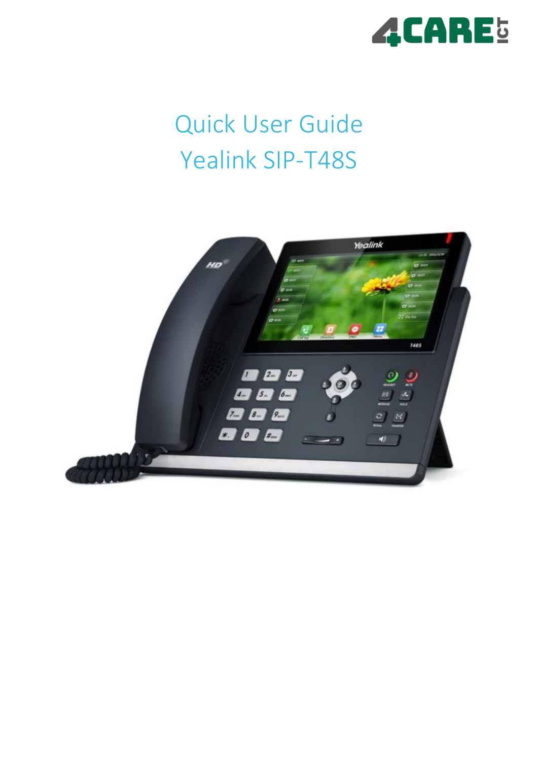# Quick User Guide

# Yealink SIP-T48S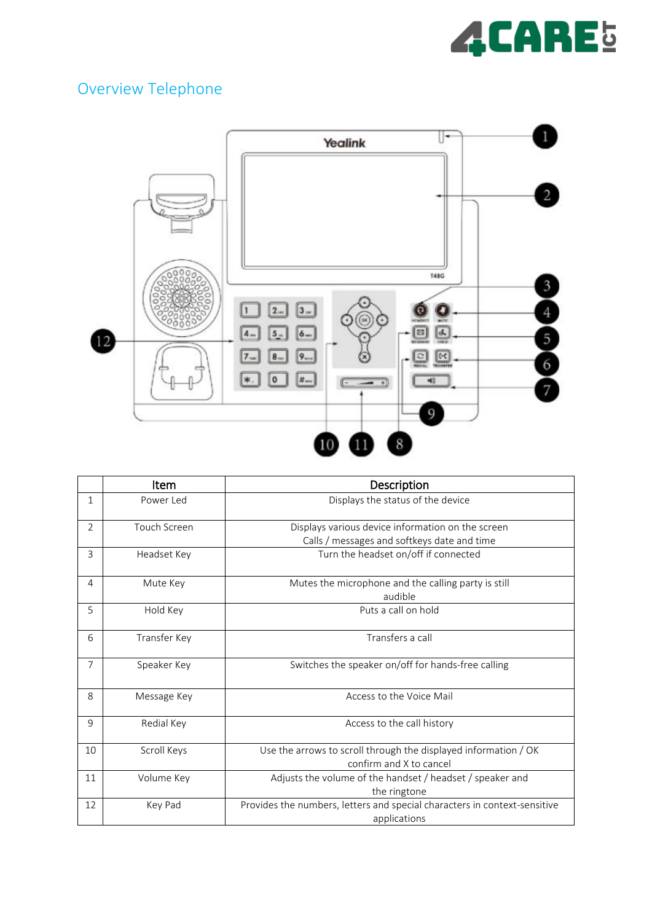## Overview Telephone

| | Item | Description |
|---|---|---|
| 1 | Power Led | Displays the status of the device |
| 2 | Touch Screen | Displays various device information on the screen Calls / messages and softkeys date and time |
| 3 | Headset Key | Turn the headset on/off if connected |
| 4 | Mute Key | Mutes the microphone and the calling party is still audible |
| 5 | Hold Key | Puts a call on hold |
| 6 | Transfer Key | Transfers a call |
| 7 | Speaker Key | Switches the speaker on/off for hands-free calling |
| 8 | Message Key | Access to the Voice Mail |
| 9 | Redial Key | Access to the call history |
| 10 | Scroll Keys | Use the arrows to scroll through the displayed information / OK confirm and X to cancel |
| 11 | Volume Key | Adjusts the volume of the handset / headset / speaker and the ringtone |
| 12 | Key Pad | Provides the numbers, letters and special characters in context-sensitive applications |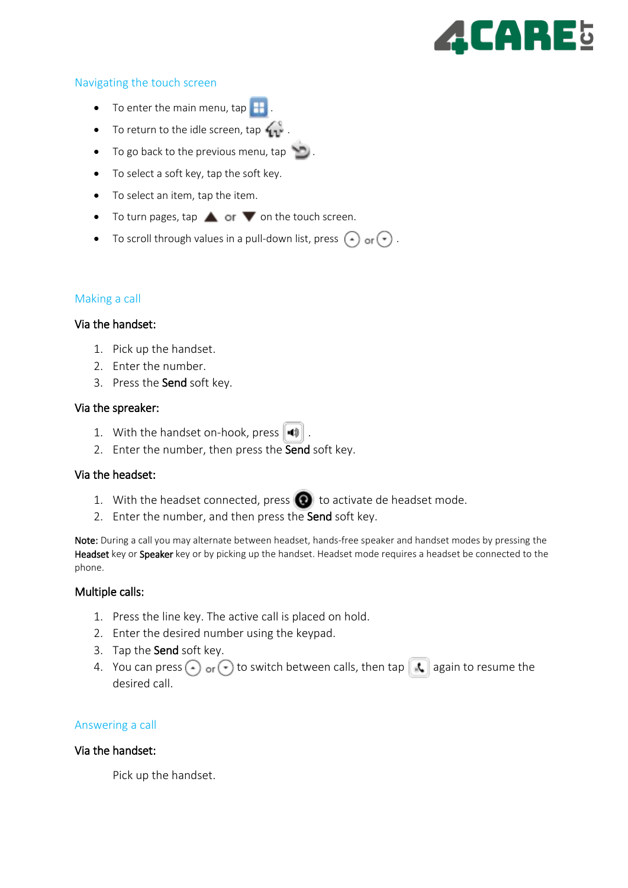## Navigating the touch screen

- To enter the main menu, tap .
- To return to the idle screen, tap .
- To go back to the previous menu, tap .
- To select a soft key, tap the soft key.
- To select an item, tap the item.
- To turn pages, tap ▲ or ▼ on the touch screen.
- To scroll through values in a pull-down list, press or .

## Making a call

**Via the handset:**

1. Pick up the handset.
2. Enter the number.
3. Press the **Send** soft key.

**Via the spreaker:**

1. With the handset on-hook, press .
2. Enter the number, then press the **Send** soft key.

**Via the headset:**

1. With the headset connected, press to activate de headset mode.
2. Enter the number, and then press the **Send** soft key.

**Note:** During a call you may alternate between headset, hands-free speaker and handset modes by pressing the **Headset** key or **Speaker** key or by picking up the handset. Headset mode requires a headset be connected to the phone.

**Multiple calls:**

1. Press the line key. The active call is placed on hold.
2. Enter the desired number using the keypad.
3. Tap the **Send** soft key.
4. You can press or to switch between calls, then tap again to resume the desired call.

## Answering a call

**Via the handset:**

Pick up the handset.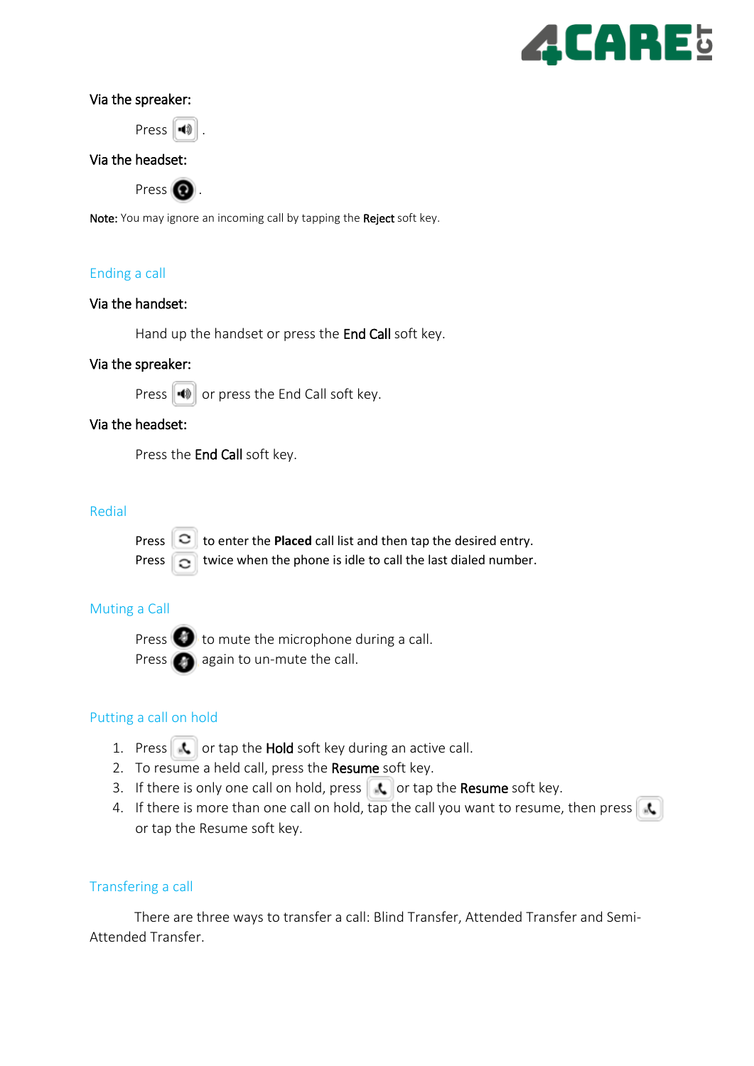Via the spreaker:

Press .

Via the headset:

Press .

**Note:** You may ignore an incoming call by tapping the **Reject** soft key.

## Ending a call

Via the handset:

Hand up the handset or press the **End Call** soft key.

Via the spreaker:

Press or press the End Call soft key.

Via the headset:

Press the **End Call** soft key.

## Redial

Press to enter the **Placed** call list and then tap the desired entry.
Press twice when the phone is idle to call the last dialed number.

## Muting a Call

Press to mute the microphone during a call.
Press again to un-mute the call.

## Putting a call on hold

1. Press or tap the **Hold** soft key during an active call.
2. To resume a held call, press the **Resume** soft key.
3. If there is only one call on hold, press or tap the **Resume** soft key.
4. If there is more than one call on hold, tap the call you want to resume, then press or tap the Resume soft key.

## Transfering a call

There are three ways to transfer a call: Blind Transfer, Attended Transfer and Semi-Attended Transfer.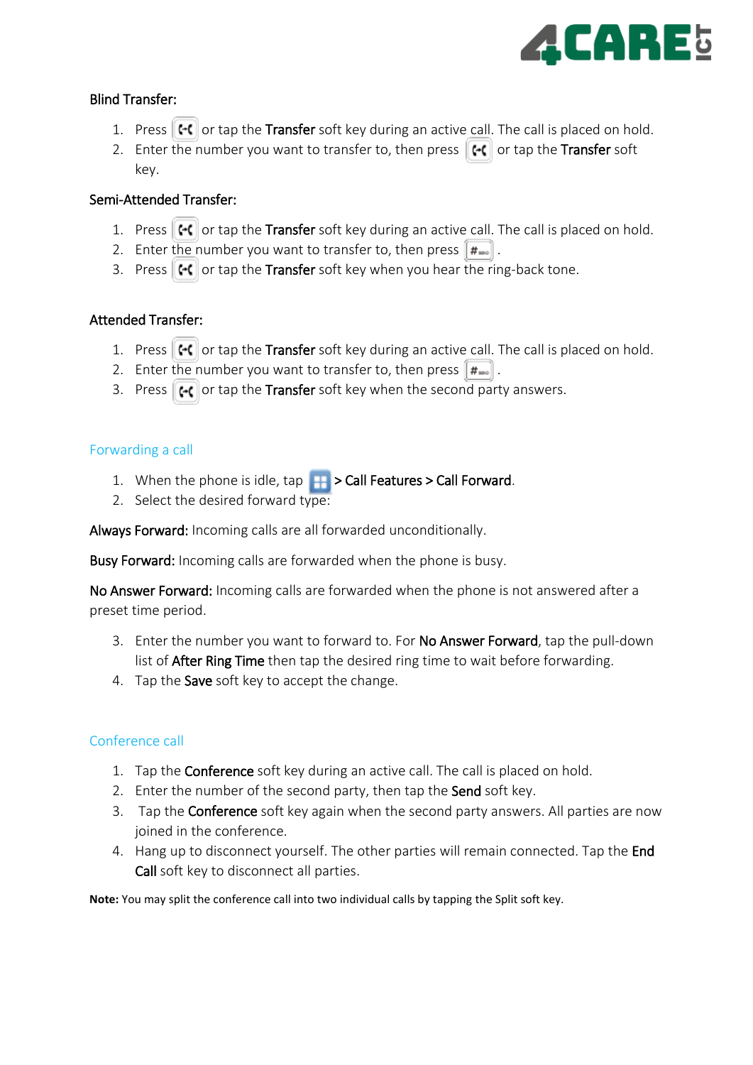Blind Transfer:

1. Press or tap the **Transfer** soft key during an active call. The call is placed on hold.
2. Enter the number you want to transfer to, then press or tap the **Transfer** soft key.

Semi-Attended Transfer:

1. Press or tap the **Transfer** soft key during an active call. The call is placed on hold.
2. Enter the number you want to transfer to, then press .
3. Press or tap the **Transfer** soft key when you hear the ring-back tone.

Attended Transfer:

1. Press or tap the **Transfer** soft key during an active call. The call is placed on hold.
2. Enter the number you want to transfer to, then press .
3. Press or tap the **Transfer** soft key when the second party answers.

## Forwarding a call

1. When the phone is idle, tap **> Call Features > Call Forward**.
2. Select the desired forward type:

**Always Forward:** Incoming calls are all forwarded unconditionally.

**Busy Forward:** Incoming calls are forwarded when the phone is busy.

**No Answer Forward:** Incoming calls are forwarded when the phone is not answered after a preset time period.

3. Enter the number you want to forward to. For **No Answer Forward**, tap the pull-down list of **After Ring Time** then tap the desired ring time to wait before forwarding.
4. Tap the **Save** soft key to accept the change.

## Conference call

1. Tap the **Conference** soft key during an active call. The call is placed on hold.
2. Enter the number of the second party, then tap the **Send** soft key.
3. Tap the **Conference** soft key again when the second party answers. All parties are now joined in the conference.
4. Hang up to disconnect yourself. The other parties will remain connected. Tap the **End Call** soft key to disconnect all parties.

**Note:** You may split the conference call into two individual calls by tapping the Split soft key.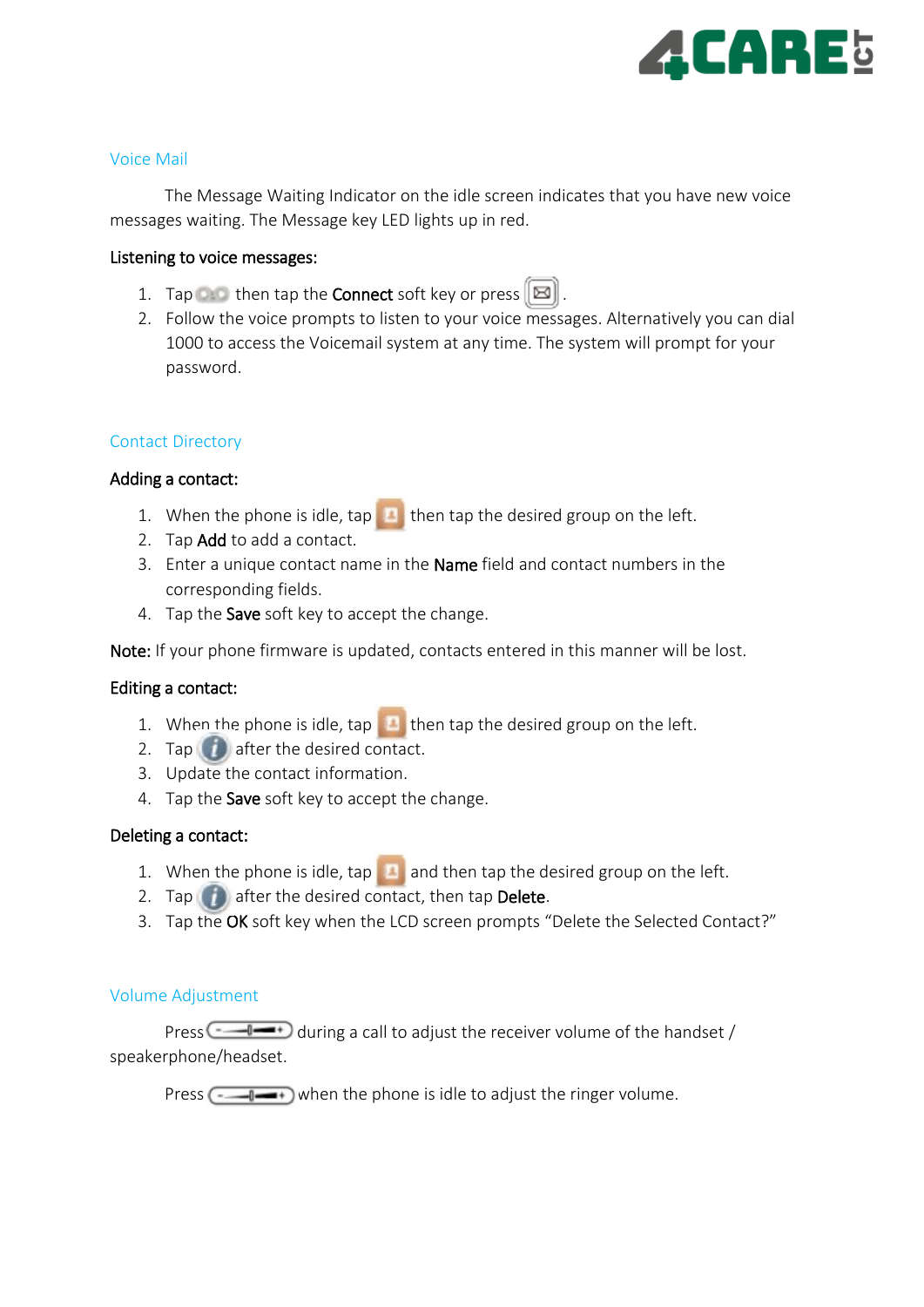## Voice Mail

The Message Waiting Indicator on the idle screen indicates that you have new voice messages waiting. The Message key LED lights up in red.

**Listening to voice messages:**

1. Tap then tap the **Connect** soft key or press .
2. Follow the voice prompts to listen to your voice messages. Alternatively you can dial 1000 to access the Voicemail system at any time. The system will prompt for your password.

## Contact Directory

**Adding a contact:**

1. When the phone is idle, tap then tap the desired group on the left.
2. Tap **Add** to add a contact.
3. Enter a unique contact name in the **Name** field and contact numbers in the corresponding fields.
4. Tap the **Save** soft key to accept the change.

**Note:** If your phone firmware is updated, contacts entered in this manner will be lost.

**Editing a contact:**

1. When the phone is idle, tap then tap the desired group on the left.
2. Tap after the desired contact.
3. Update the contact information.
4. Tap the **Save** soft key to accept the change.

**Deleting a contact:**

1. When the phone is idle, tap and then tap the desired group on the left.
2. Tap after the desired contact, then tap **Delete**.
3. Tap the **OK** soft key when the LCD screen prompts "Delete the Selected Contact?"

## Volume Adjustment

Press during a call to adjust the receiver volume of the handset / speakerphone/headset.

Press when the phone is idle to adjust the ringer volume.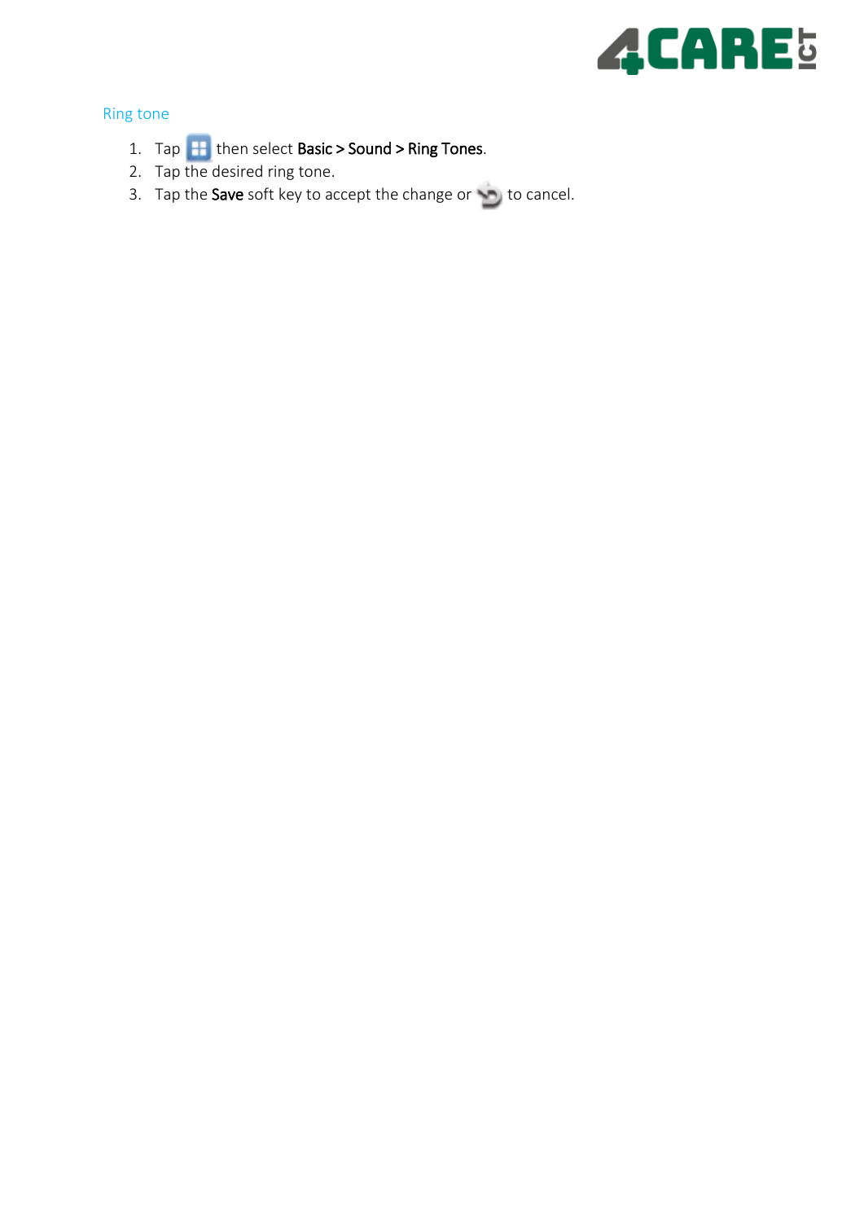### Ring tone

1. Tap then select **Basic > Sound > Ring Tones**.
2. Tap the desired ring tone.
3. Tap the **Save** soft key to accept the change or to cancel.